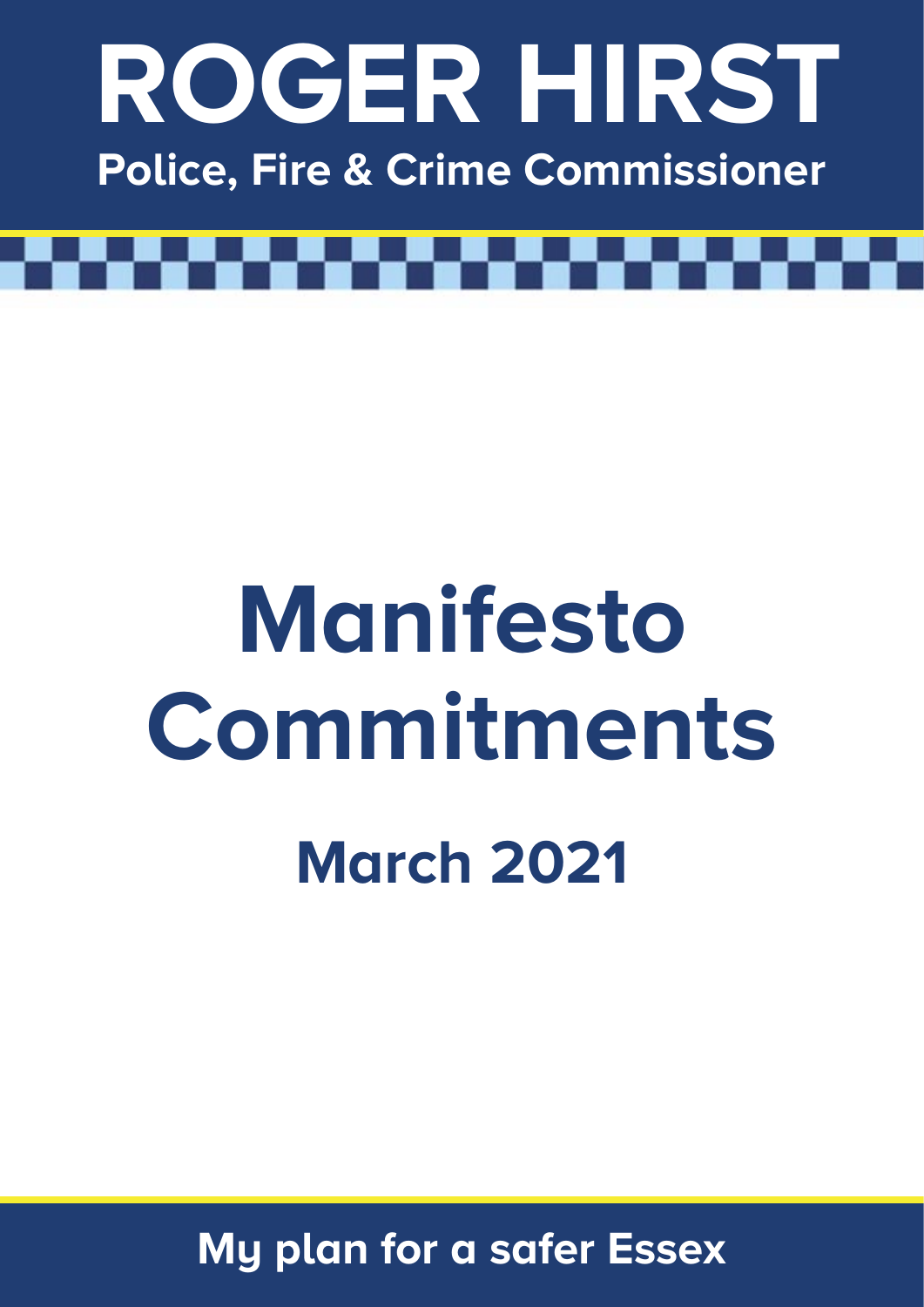# ROGER HIRST

**Police, Fire & Crime Commissioner**

# Manifesto Commitments

## March 2021

**My plan for a safer Essex**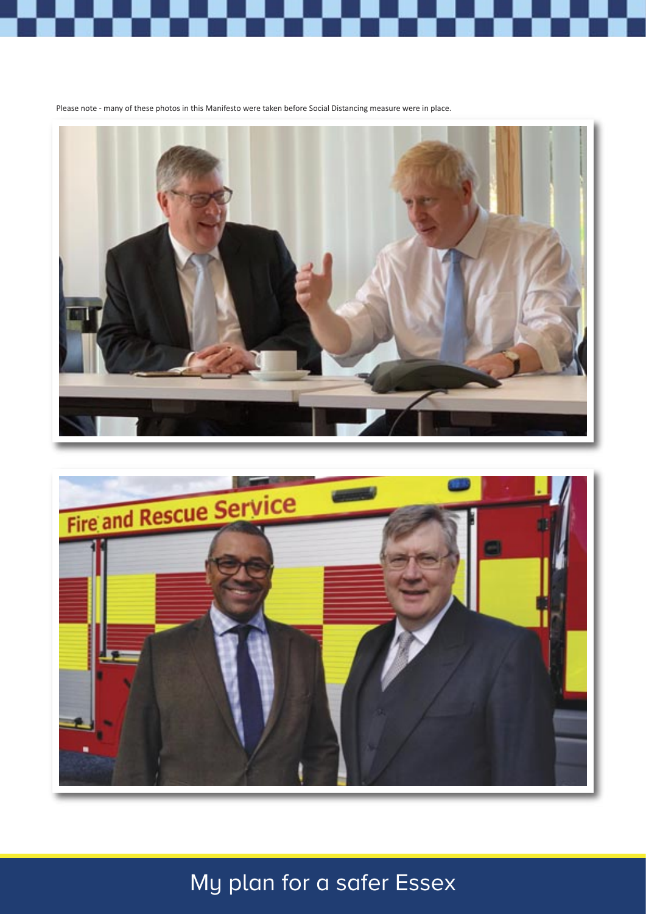Please note - many of these photos in this Manifesto were taken before Social Distancing measure were in place.

My plan for a safer Essex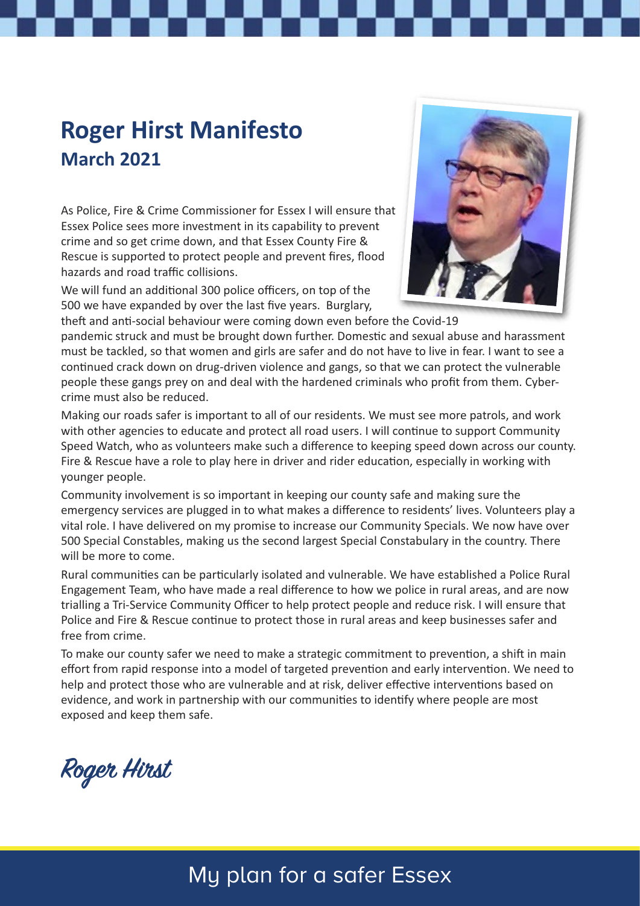# Roger Hirst Manifesto

## March 2021

As Police, Fire & Crime Commissioner for Essex I will ensure that Essex Police sees more investment in its capability to prevent crime and so get crime down, and that Essex County Fire & Rescue is supported to protect people and prevent fires, flood hazards and road traffic collisions.

We will fund an additional 300 police officers, on top of the 500 we have expanded by over the last five years. Burglary, theft and anti-social behaviour were coming down even before the Covid-19 pandemic struck and must be brought down further. Domestic and sexual abuse and harassment must be tackled, so that women and girls are safer and do not have to live in fear. I want to see a continued crack down on drug-driven violence and gangs, so that we can protect the vulnerable people these gangs prey on and deal with the hardened criminals who profit from them. Cyber-crime must also be reduced.

Making our roads safer is important to all of our residents. We must see more patrols, and work with other agencies to educate and protect all road users. I will continue to support Community Speed Watch, who as volunteers make such a difference to keeping speed down across our county. Fire & Rescue have a role to play here in driver and rider education, especially in working with younger people.

Community involvement is so important in keeping our county safe and making sure the emergency services are plugged in to what makes a difference to residents' lives. Volunteers play a vital role. I have delivered on my promise to increase our Community Specials. We now have over 500 Special Constables, making us the second largest Special Constabulary in the country. There will be more to come.

Rural communities can be particularly isolated and vulnerable. We have established a Police Rural Engagement Team, who have made a real difference to how we police in rural areas, and are now trialling a Tri-Service Community Officer to help protect people and reduce risk. I will ensure that Police and Fire & Rescue continue to protect those in rural areas and keep businesses safer and free from crime.

To make our county safer we need to make a strategic commitment to prevention, a shift in main effort from rapid response into a model of targeted prevention and early intervention. We need to help and protect those who are vulnerable and at risk, deliver effective interventions based on evidence, and work in partnership with our communities to identify where people are most exposed and keep them safe.

*Roger Hirst*

My plan for a safer Essex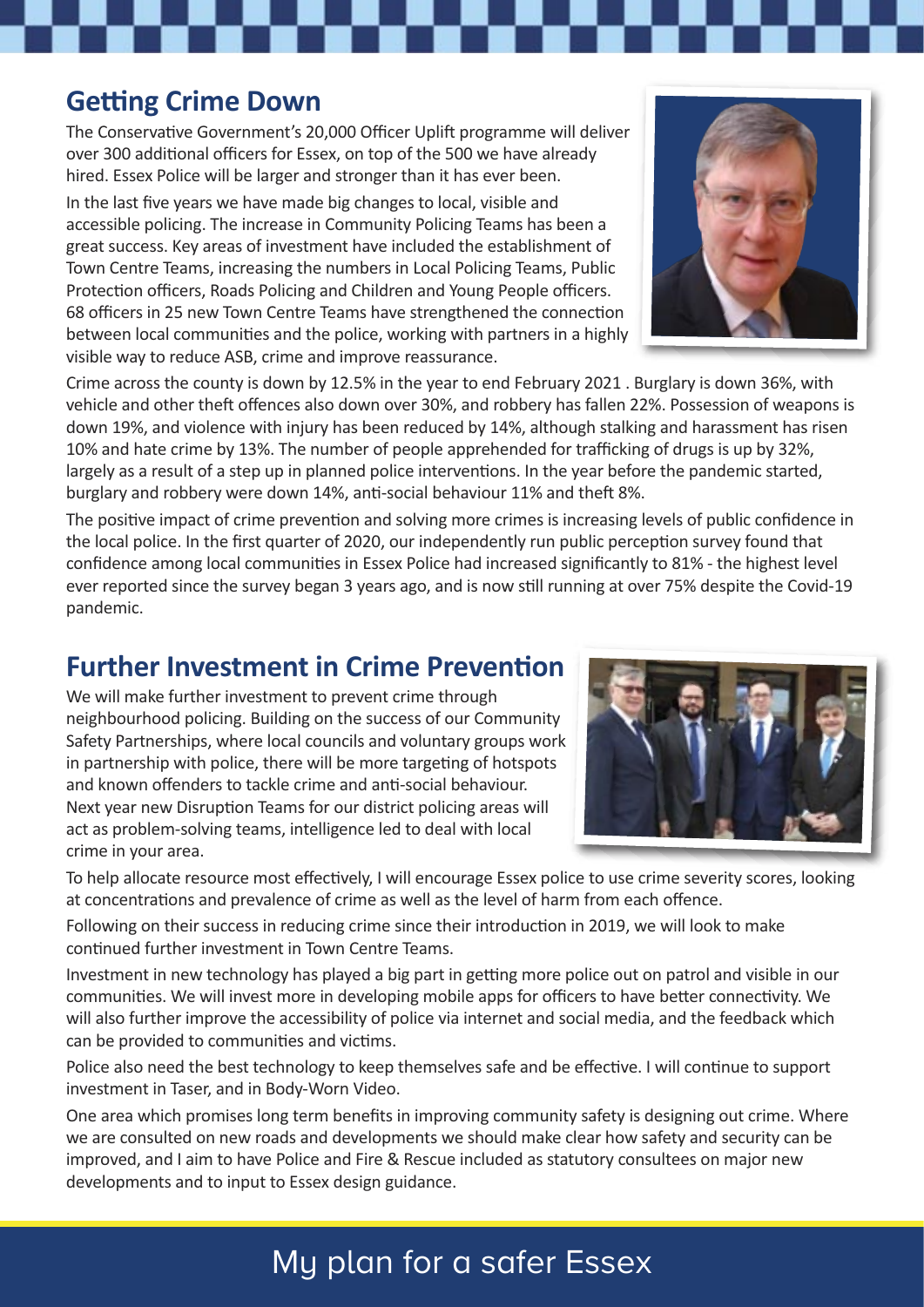## Getting Crime Down

The Conservative Government's 20,000 Officer Uplift programme will deliver over 300 additional officers for Essex, on top of the 500 we have already hired. Essex Police will be larger and stronger than it has ever been.

In the last five years we have made big changes to local, visible and accessible policing. The increase in Community Policing Teams has been a great success. Key areas of investment have included the establishment of Town Centre Teams, increasing the numbers in Local Policing Teams, Public Protection officers, Roads Policing and Children and Young People officers. 68 officers in 25 new Town Centre Teams have strengthened the connection between local communities and the police, working with partners in a highly visible way to reduce ASB, crime and improve reassurance.

Crime across the county is down by 12.5% in the year to end February 2021 . Burglary is down 36%, with vehicle and other theft offences also down over 30%, and robbery has fallen 22%. Possession of weapons is down 19%, and violence with injury has been reduced by 14%, although stalking and harassment has risen 10% and hate crime by 13%. The number of people apprehended for trafficking of drugs is up by 32%, largely as a result of a step up in planned police interventions. In the year before the pandemic started, burglary and robbery were down 14%, anti-social behaviour 11% and theft 8%.

The positive impact of crime prevention and solving more crimes is increasing levels of public confidence in the local police. In the first quarter of 2020, our independently run public perception survey found that confidence among local communities in Essex Police had increased significantly to 81% - the highest level ever reported since the survey began 3 years ago, and is now still running at over 75% despite the Covid-19 pandemic.

## Further Investment in Crime Prevention

We will make further investment to prevent crime through neighbourhood policing. Building on the success of our Community Safety Partnerships, where local councils and voluntary groups work in partnership with police, there will be more targeting of hotspots and known offenders to tackle crime and anti-social behaviour. Next year new Disruption Teams for our district policing areas will act as problem-solving teams, intelligence led to deal with local crime in your area.

To help allocate resource most effectively, I will encourage Essex police to use crime severity scores, looking at concentrations and prevalence of crime as well as the level of harm from each offence.

Following on their success in reducing crime since their introduction in 2019, we will look to make continued further investment in Town Centre Teams.

Investment in new technology has played a big part in getting more police out on patrol and visible in our communities. We will invest more in developing mobile apps for officers to have better connectivity. We will also further improve the accessibility of police via internet and social media, and the feedback which can be provided to communities and victims.

Police also need the best technology to keep themselves safe and be effective. I will continue to support investment in Taser, and in Body-Worn Video.

One area which promises long term benefits in improving community safety is designing out crime. Where we are consulted on new roads and developments we should make clear how safety and security can be improved, and I aim to have Police and Fire & Rescue included as statutory consultees on major new developments and to input to Essex design guidance.

My plan for a safer Essex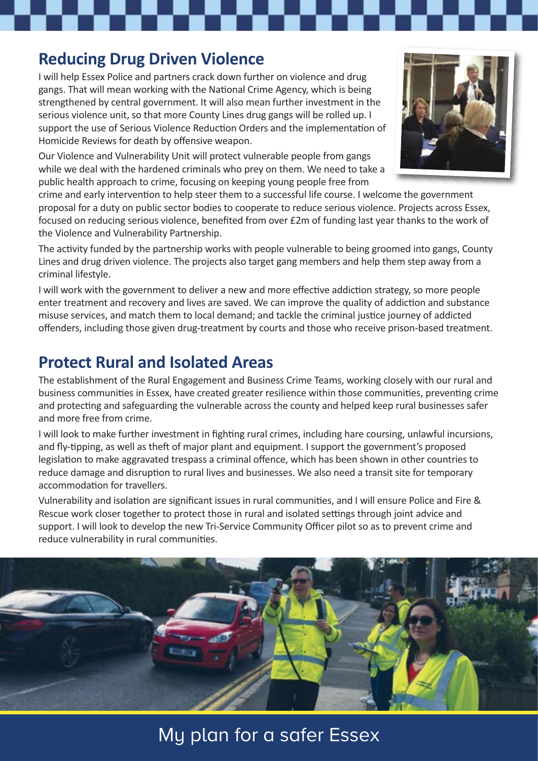## Reducing Drug Driven Violence

I will help Essex Police and partners crack down further on violence and drug gangs. That will mean working with the National Crime Agency, which is being strengthened by central government. It will also mean further investment in the serious violence unit, so that more County Lines drug gangs will be rolled up. I support the use of Serious Violence Reduction Orders and the implementation of Homicide Reviews for death by offensive weapon.

Our Violence and Vulnerability Unit will protect vulnerable people from gangs while we deal with the hardened criminals who prey on them. We need to take a public health approach to crime, focusing on keeping young people free from crime and early intervention to help steer them to a successful life course. I welcome the government proposal for a duty on public sector bodies to cooperate to reduce serious violence. Projects across Essex, focused on reducing serious violence, benefited from over £2m of funding last year thanks to the work of the Violence and Vulnerability Partnership.

The activity funded by the partnership works with people vulnerable to being groomed into gangs, County Lines and drug driven violence. The projects also target gang members and help them step away from a criminal lifestyle.

I will work with the government to deliver a new and more effective addiction strategy, so more people enter treatment and recovery and lives are saved. We can improve the quality of addiction and substance misuse services, and match them to local demand; and tackle the criminal justice journey of addicted offenders, including those given drug-treatment by courts and those who receive prison-based treatment.

## Protect Rural and Isolated Areas

The establishment of the Rural Engagement and Business Crime Teams, working closely with our rural and business communities in Essex, have created greater resilience within those communities, preventing crime and protecting and safeguarding the vulnerable across the county and helped keep rural businesses safer and more free from crime.

I will look to make further investment in fighting rural crimes, including hare coursing, unlawful incursions, and fly-tipping, as well as theft of major plant and equipment. I support the government's proposed legislation to make aggravated trespass a criminal offence, which has been shown in other countries to reduce damage and disruption to rural lives and businesses. We also need a transit site for temporary accommodation for travellers.

Vulnerability and isolation are significant issues in rural communities, and I will ensure Police and Fire & Rescue work closer together to protect those in rural and isolated settings through joint advice and support. I will look to develop the new Tri-Service Community Officer pilot so as to prevent crime and reduce vulnerability in rural communities.

My plan for a safer Essex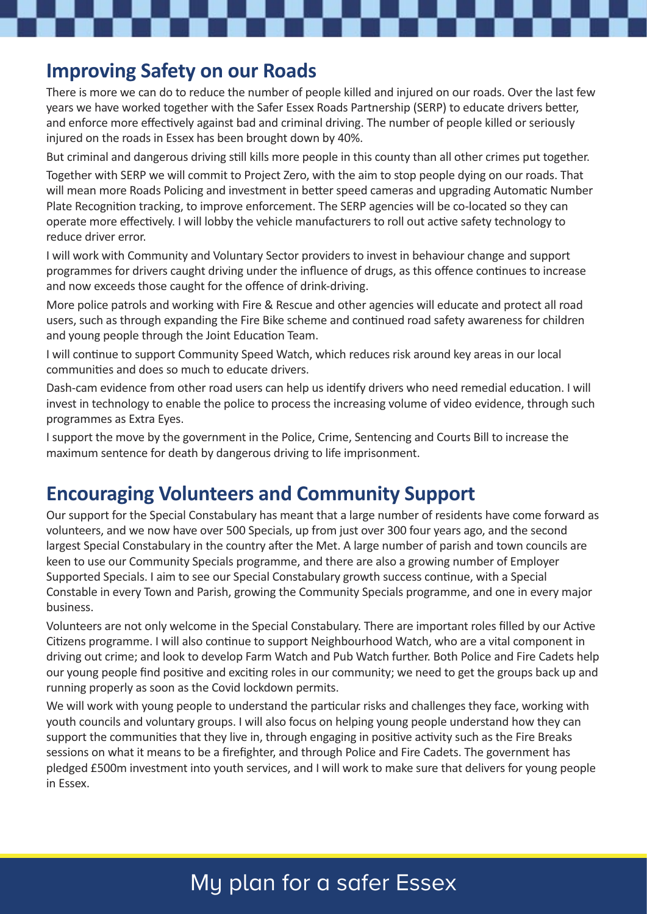## Improving Safety on our Roads

There is more we can do to reduce the number of people killed and injured on our roads. Over the last few years we have worked together with the Safer Essex Roads Partnership (SERP) to educate drivers better, and enforce more effectively against bad and criminal driving. The number of people killed or seriously injured on the roads in Essex has been brought down by 40%.

But criminal and dangerous driving still kills more people in this county than all other crimes put together.

Together with SERP we will commit to Project Zero, with the aim to stop people dying on our roads. That will mean more Roads Policing and investment in better speed cameras and upgrading Automatic Number Plate Recognition tracking, to improve enforcement. The SERP agencies will be co-located so they can operate more effectively. I will lobby the vehicle manufacturers to roll out active safety technology to reduce driver error.

I will work with Community and Voluntary Sector providers to invest in behaviour change and support programmes for drivers caught driving under the influence of drugs, as this offence continues to increase and now exceeds those caught for the offence of drink-driving.

More police patrols and working with Fire & Rescue and other agencies will educate and protect all road users, such as through expanding the Fire Bike scheme and continued road safety awareness for children and young people through the Joint Education Team.

I will continue to support Community Speed Watch, which reduces risk around key areas in our local communities and does so much to educate drivers.

Dash-cam evidence from other road users can help us identify drivers who need remedial education. I will invest in technology to enable the police to process the increasing volume of video evidence, through such programmes as Extra Eyes.

I support the move by the government in the Police, Crime, Sentencing and Courts Bill to increase the maximum sentence for death by dangerous driving to life imprisonment.

## Encouraging Volunteers and Community Support

Our support for the Special Constabulary has meant that a large number of residents have come forward as volunteers, and we now have over 500 Specials, up from just over 300 four years ago, and the second largest Special Constabulary in the country after the Met. A large number of parish and town councils are keen to use our Community Specials programme, and there are also a growing number of Employer Supported Specials. I aim to see our Special Constabulary growth success continue, with a Special Constable in every Town and Parish, growing the Community Specials programme, and one in every major business.

Volunteers are not only welcome in the Special Constabulary. There are important roles filled by our Active Citizens programme. I will also continue to support Neighbourhood Watch, who are a vital component in driving out crime; and look to develop Farm Watch and Pub Watch further. Both Police and Fire Cadets help our young people find positive and exciting roles in our community; we need to get the groups back up and running properly as soon as the Covid lockdown permits.

We will work with young people to understand the particular risks and challenges they face, working with youth councils and voluntary groups. I will also focus on helping young people understand how they can support the communities that they live in, through engaging in positive activity such as the Fire Breaks sessions on what it means to be a firefighter, and through Police and Fire Cadets. The government has pledged £500m investment into youth services, and I will work to make sure that delivers for young people in Essex.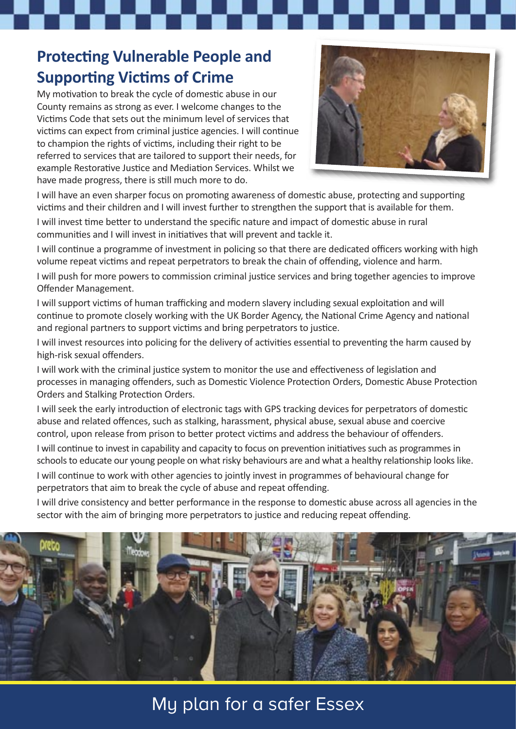## Protecting Vulnerable People and Supporting Victims of Crime

My motivation to break the cycle of domestic abuse in our County remains as strong as ever. I welcome changes to the Victims Code that sets out the minimum level of services that victims can expect from criminal justice agencies. I will continue to champion the rights of victims, including their right to be referred to services that are tailored to support their needs, for example Restorative Justice and Mediation Services. Whilst we have made progress, there is still much more to do.

I will have an even sharper focus on promoting awareness of domestic abuse, protecting and supporting victims and their children and I will invest further to strengthen the support that is available for them.

I will invest time better to understand the specific nature and impact of domestic abuse in rural communities and I will invest in initiatives that will prevent and tackle it.

I will continue a programme of investment in policing so that there are dedicated officers working with high volume repeat victims and repeat perpetrators to break the chain of offending, violence and harm.

I will push for more powers to commission criminal justice services and bring together agencies to improve Offender Management.

I will support victims of human trafficking and modern slavery including sexual exploitation and will continue to promote closely working with the UK Border Agency, the National Crime Agency and national and regional partners to support victims and bring perpetrators to justice.

I will invest resources into policing for the delivery of activities essential to preventing the harm caused by high-risk sexual offenders.

I will work with the criminal justice system to monitor the use and effectiveness of legislation and processes in managing offenders, such as Domestic Violence Protection Orders, Domestic Abuse Protection Orders and Stalking Protection Orders.

I will seek the early introduction of electronic tags with GPS tracking devices for perpetrators of domestic abuse and related offences, such as stalking, harassment, physical abuse, sexual abuse and coercive control, upon release from prison to better protect victims and address the behaviour of offenders.

I will continue to invest in capability and capacity to focus on prevention initiatives such as programmes in schools to educate our young people on what risky behaviours are and what a healthy relationship looks like.

I will continue to work with other agencies to jointly invest in programmes of behavioural change for perpetrators that aim to break the cycle of abuse and repeat offending.

I will drive consistency and better performance in the response to domestic abuse across all agencies in the sector with the aim of bringing more perpetrators to justice and reducing repeat offending.

My plan for a safer Essex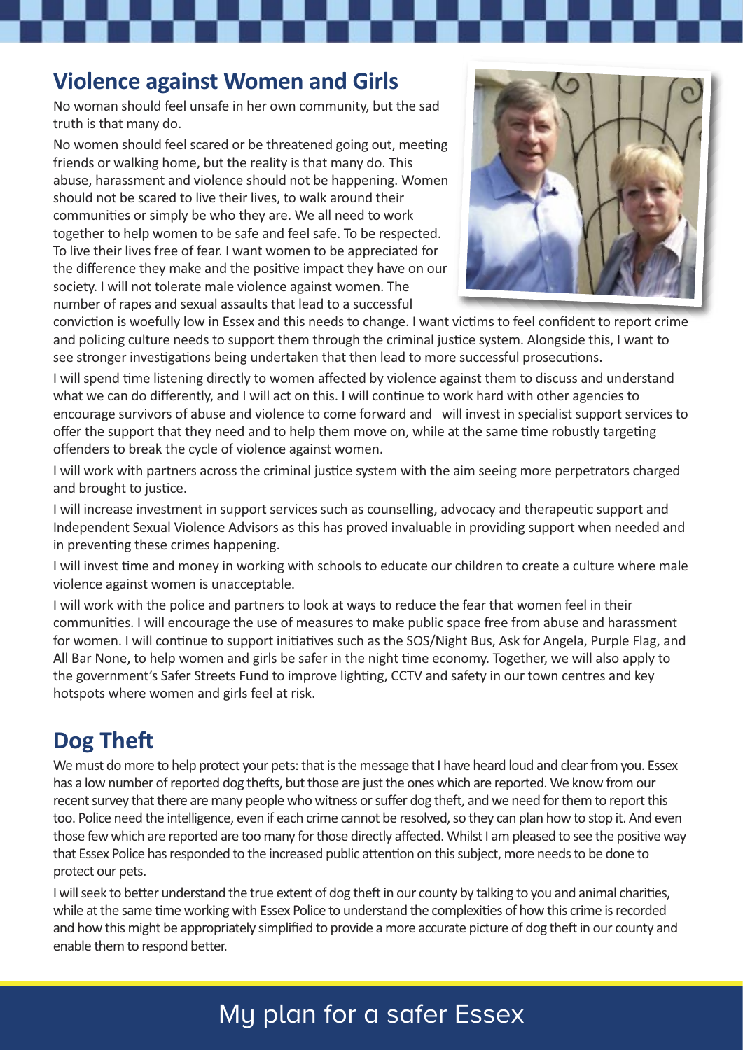## Violence against Women and Girls

No woman should feel unsafe in her own community, but the sad truth is that many do.

No women should feel scared or be threatened going out, meeting friends or walking home, but the reality is that many do. This abuse, harassment and violence should not be happening. Women should not be scared to live their lives, to walk around their communities or simply be who they are. We all need to work together to help women to be safe and feel safe. To be respected. To live their lives free of fear. I want women to be appreciated for the difference they make and the positive impact they have on our society. I will not tolerate male violence against women. The number of rapes and sexual assaults that lead to a successful conviction is woefully low in Essex and this needs to change. I want victims to feel confident to report crime and policing culture needs to support them through the criminal justice system. Alongside this, I want to see stronger investigations being undertaken that then lead to more successful prosecutions.

I will spend time listening directly to women affected by violence against them to discuss and understand what we can do differently, and I will act on this. I will continue to work hard with other agencies to encourage survivors of abuse and violence to come forward and will invest in specialist support services to offer the support that they need and to help them move on, while at the same time robustly targeting offenders to break the cycle of violence against women.

I will work with partners across the criminal justice system with the aim seeing more perpetrators charged and brought to justice.

I will increase investment in support services such as counselling, advocacy and therapeutic support and Independent Sexual Violence Advisors as this has proved invaluable in providing support when needed and in preventing these crimes happening.

I will invest time and money in working with schools to educate our children to create a culture where male violence against women is unacceptable.

I will work with the police and partners to look at ways to reduce the fear that women feel in their communities. I will encourage the use of measures to make public space free from abuse and harassment for women. I will continue to support initiatives such as the SOS/Night Bus, Ask for Angela, Purple Flag, and All Bar None, to help women and girls be safer in the night time economy. Together, we will also apply to the government's Safer Streets Fund to improve lighting, CCTV and safety in our town centres and key hotspots where women and girls feel at risk.

## Dog Theft

We must do more to help protect your pets: that is the message that I have heard loud and clear from you. Essex has a low number of reported dog thefts, but those are just the ones which are reported. We know from our recent survey that there are many people who witness or suffer dog theft, and we need for them to report this too. Police need the intelligence, even if each crime cannot be resolved, so they can plan how to stop it. And even those few which are reported are too many for those directly affected. Whilst I am pleased to see the positive way that Essex Police has responded to the increased public attention on this subject, more needs to be done to protect our pets.

I will seek to better understand the true extent of dog theft in our county by talking to you and animal charities, while at the same time working with Essex Police to understand the complexities of how this crime is recorded and how this might be appropriately simplified to provide a more accurate picture of dog theft in our county and enable them to respond better.

My plan for a safer Essex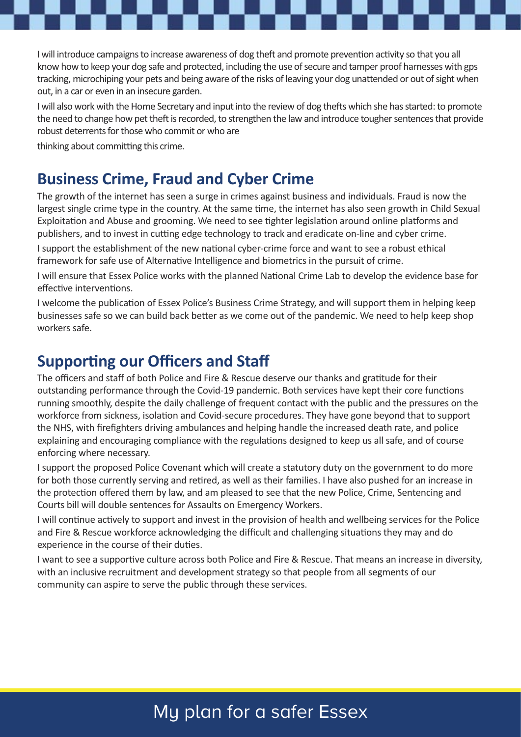I will introduce campaigns to increase awareness of dog theft and promote prevention activity so that you all know how to keep your dog safe and protected, including the use of secure and tamper proof harnesses with gps tracking, microchiping your pets and being aware of the risks of leaving your dog unattended or out of sight when out, in a car or even in an insecure garden.

I will also work with the Home Secretary and input into the review of dog thefts which she has started: to promote the need to change how pet theft is recorded, to strengthen the law and introduce tougher sentences that provide robust deterrents for those who commit or who are

thinking about committing this crime.

## Business Crime, Fraud and Cyber Crime

The growth of the internet has seen a surge in crimes against business and individuals. Fraud is now the largest single crime type in the country. At the same time, the internet has also seen growth in Child Sexual Exploitation and Abuse and grooming. We need to see tighter legislation around online platforms and publishers, and to invest in cutting edge technology to track and eradicate on-line and cyber crime.

I support the establishment of the new national cyber-crime force and want to see a robust ethical framework for safe use of Alternative Intelligence and biometrics in the pursuit of crime.

I will ensure that Essex Police works with the planned National Crime Lab to develop the evidence base for effective interventions.

I welcome the publication of Essex Police's Business Crime Strategy, and will support them in helping keep businesses safe so we can build back better as we come out of the pandemic. We need to help keep shop workers safe.

## Supporting our Officers and Staff

The officers and staff of both Police and Fire & Rescue deserve our thanks and gratitude for their outstanding performance through the Covid-19 pandemic. Both services have kept their core functions running smoothly, despite the daily challenge of frequent contact with the public and the pressures on the workforce from sickness, isolation and Covid-secure procedures. They have gone beyond that to support the NHS, with firefighters driving ambulances and helping handle the increased death rate, and police explaining and encouraging compliance with the regulations designed to keep us all safe, and of course enforcing where necessary.

I support the proposed Police Covenant which will create a statutory duty on the government to do more for both those currently serving and retired, as well as their families. I have also pushed for an increase in the protection offered them by law, and am pleased to see that the new Police, Crime, Sentencing and Courts bill will double sentences for Assaults on Emergency Workers.

I will continue actively to support and invest in the provision of health and wellbeing services for the Police and Fire & Rescue workforce acknowledging the difficult and challenging situations they may and do experience in the course of their duties.

I want to see a supportive culture across both Police and Fire & Rescue. That means an increase in diversity, with an inclusive recruitment and development strategy so that people from all segments of our community can aspire to serve the public through these services.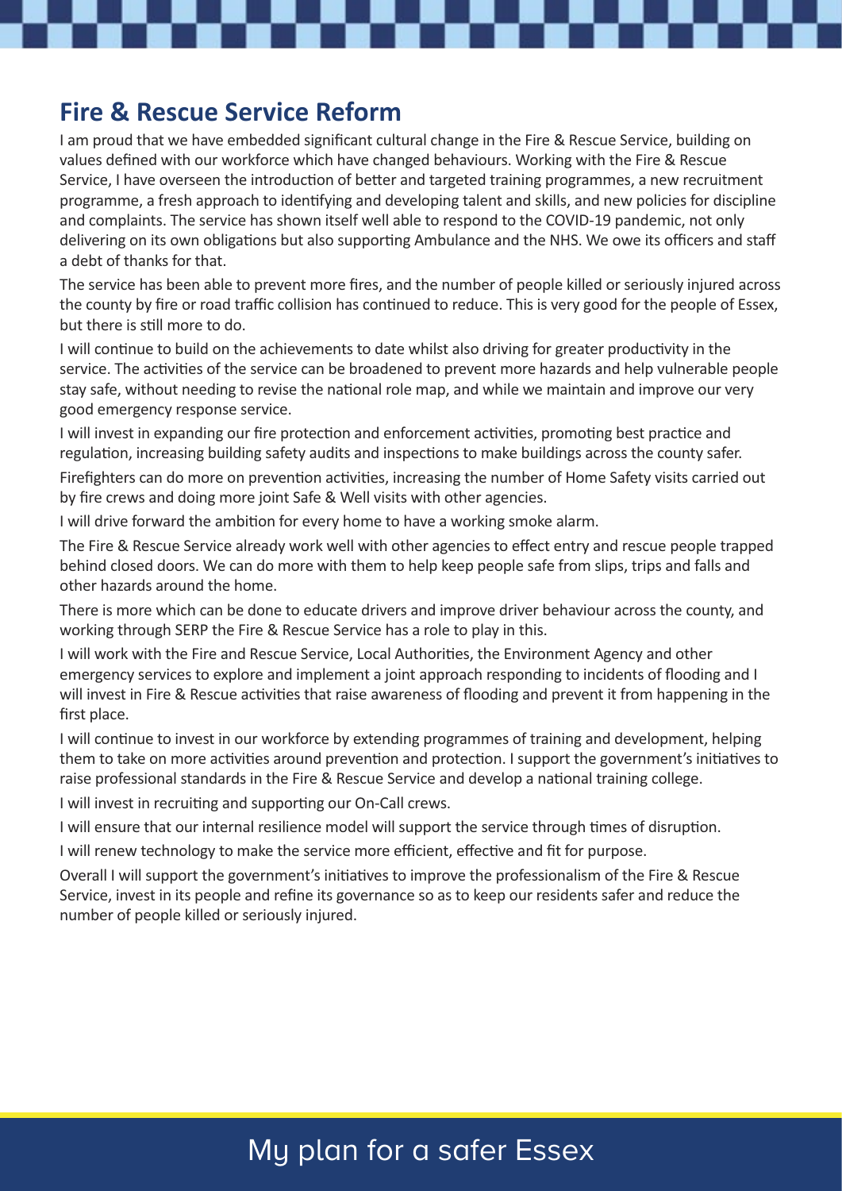## Fire & Rescue Service Reform

I am proud that we have embedded significant cultural change in the Fire & Rescue Service, building on values defined with our workforce which have changed behaviours. Working with the Fire & Rescue Service, I have overseen the introduction of better and targeted training programmes, a new recruitment programme, a fresh approach to identifying and developing talent and skills, and new policies for discipline and complaints. The service has shown itself well able to respond to the COVID-19 pandemic, not only delivering on its own obligations but also supporting Ambulance and the NHS. We owe its officers and staff a debt of thanks for that.

The service has been able to prevent more fires, and the number of people killed or seriously injured across the county by fire or road traffic collision has continued to reduce. This is very good for the people of Essex, but there is still more to do.

I will continue to build on the achievements to date whilst also driving for greater productivity in the service. The activities of the service can be broadened to prevent more hazards and help vulnerable people stay safe, without needing to revise the national role map, and while we maintain and improve our very good emergency response service.

I will invest in expanding our fire protection and enforcement activities, promoting best practice and regulation, increasing building safety audits and inspections to make buildings across the county safer.

Firefighters can do more on prevention activities, increasing the number of Home Safety visits carried out by fire crews and doing more joint Safe & Well visits with other agencies.

I will drive forward the ambition for every home to have a working smoke alarm.

The Fire & Rescue Service already work well with other agencies to effect entry and rescue people trapped behind closed doors. We can do more with them to help keep people safe from slips, trips and falls and other hazards around the home.

There is more which can be done to educate drivers and improve driver behaviour across the county, and working through SERP the Fire & Rescue Service has a role to play in this.

I will work with the Fire and Rescue Service, Local Authorities, the Environment Agency and other emergency services to explore and implement a joint approach responding to incidents of flooding and I will invest in Fire & Rescue activities that raise awareness of flooding and prevent it from happening in the first place.

I will continue to invest in our workforce by extending programmes of training and development, helping them to take on more activities around prevention and protection. I support the government's initiatives to raise professional standards in the Fire & Rescue Service and develop a national training college.

I will invest in recruiting and supporting our On-Call crews.

I will ensure that our internal resilience model will support the service through times of disruption.

I will renew technology to make the service more efficient, effective and fit for purpose.

Overall I will support the government's initiatives to improve the professionalism of the Fire & Rescue Service, invest in its people and refine its governance so as to keep our residents safer and reduce the number of people killed or seriously injured.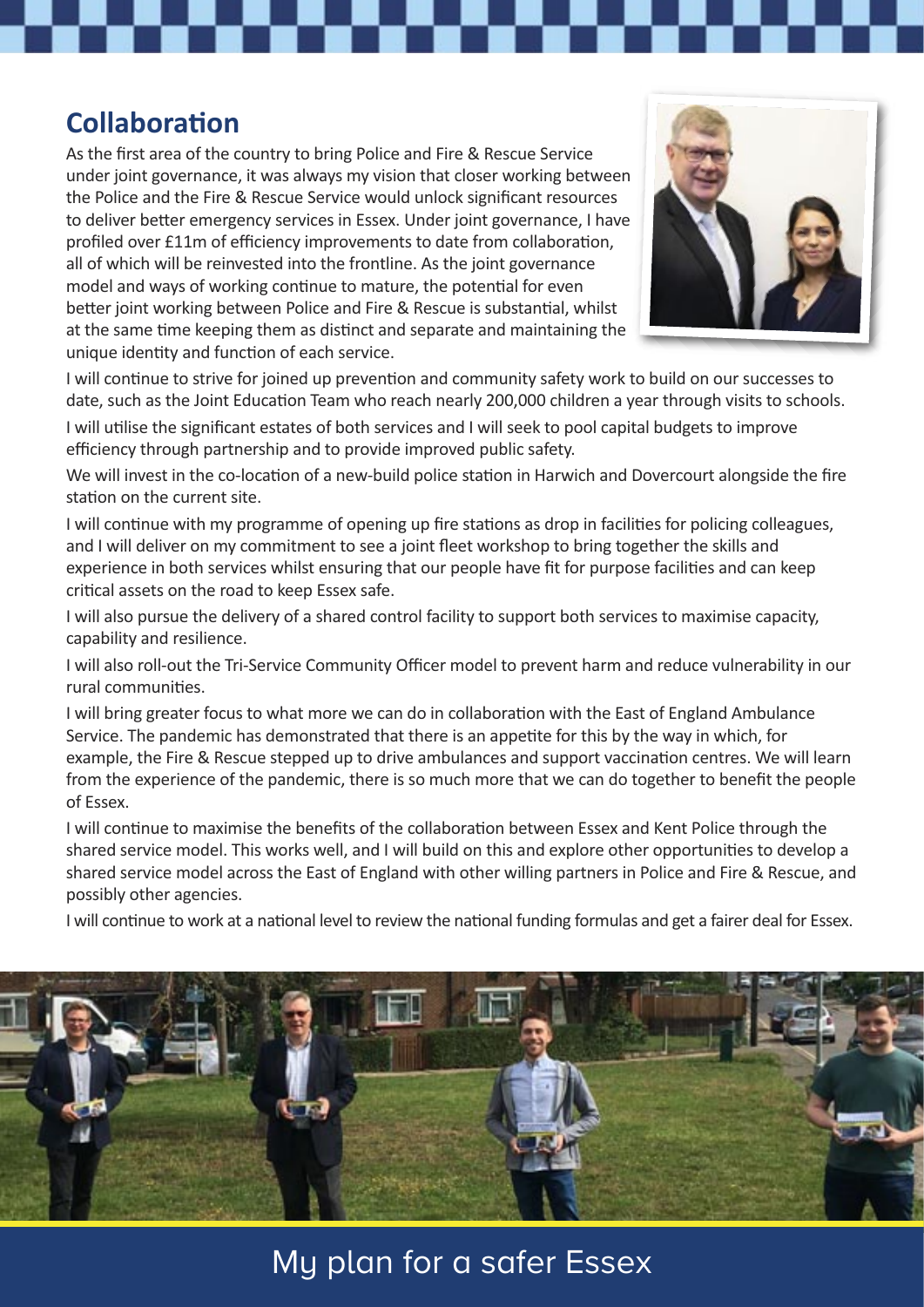## Collaboration

As the first area of the country to bring Police and Fire & Rescue Service under joint governance, it was always my vision that closer working between the Police and the Fire & Rescue Service would unlock significant resources to deliver better emergency services in Essex. Under joint governance, I have profiled over £11m of efficiency improvements to date from collaboration, all of which will be reinvested into the frontline. As the joint governance model and ways of working continue to mature, the potential for even better joint working between Police and Fire & Rescue is substantial, whilst at the same time keeping them as distinct and separate and maintaining the unique identity and function of each service.

I will continue to strive for joined up prevention and community safety work to build on our successes to date, such as the Joint Education Team who reach nearly 200,000 children a year through visits to schools.

I will utilise the significant estates of both services and I will seek to pool capital budgets to improve efficiency through partnership and to provide improved public safety.

We will invest in the co-location of a new-build police station in Harwich and Dovercourt alongside the fire station on the current site.

I will continue with my programme of opening up fire stations as drop in facilities for policing colleagues, and I will deliver on my commitment to see a joint fleet workshop to bring together the skills and experience in both services whilst ensuring that our people have fit for purpose facilities and can keep critical assets on the road to keep Essex safe.

I will also pursue the delivery of a shared control facility to support both services to maximise capacity, capability and resilience.

I will also roll-out the Tri-Service Community Officer model to prevent harm and reduce vulnerability in our rural communities.

I will bring greater focus to what more we can do in collaboration with the East of England Ambulance Service. The pandemic has demonstrated that there is an appetite for this by the way in which, for example, the Fire & Rescue stepped up to drive ambulances and support vaccination centres. We will learn from the experience of the pandemic, there is so much more that we can do together to benefit the people of Essex.

I will continue to maximise the benefits of the collaboration between Essex and Kent Police through the shared service model. This works well, and I will build on this and explore other opportunities to develop a shared service model across the East of England with other willing partners in Police and Fire & Rescue, and possibly other agencies.

I will continue to work at a national level to review the national funding formulas and get a fairer deal for Essex.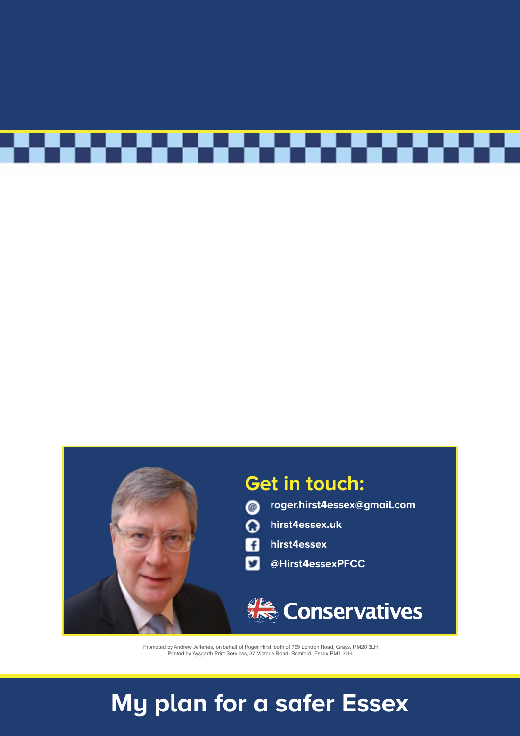## Get in touch:

- roger.hirst4essex@gmail.com
- hirst4essex.uk
- hirst4essex
- @Hirst4essexPFCC

Conservatives

Promoted by Andrew Jefferies, on behalf of Roger Hirst, both of 799 London Road, Grays, RM20 3LH
Printed by Aysgarth Print Services, 37 Victoria Road, Romford, Essex RM1 2LH.

# My plan for a safer Essex